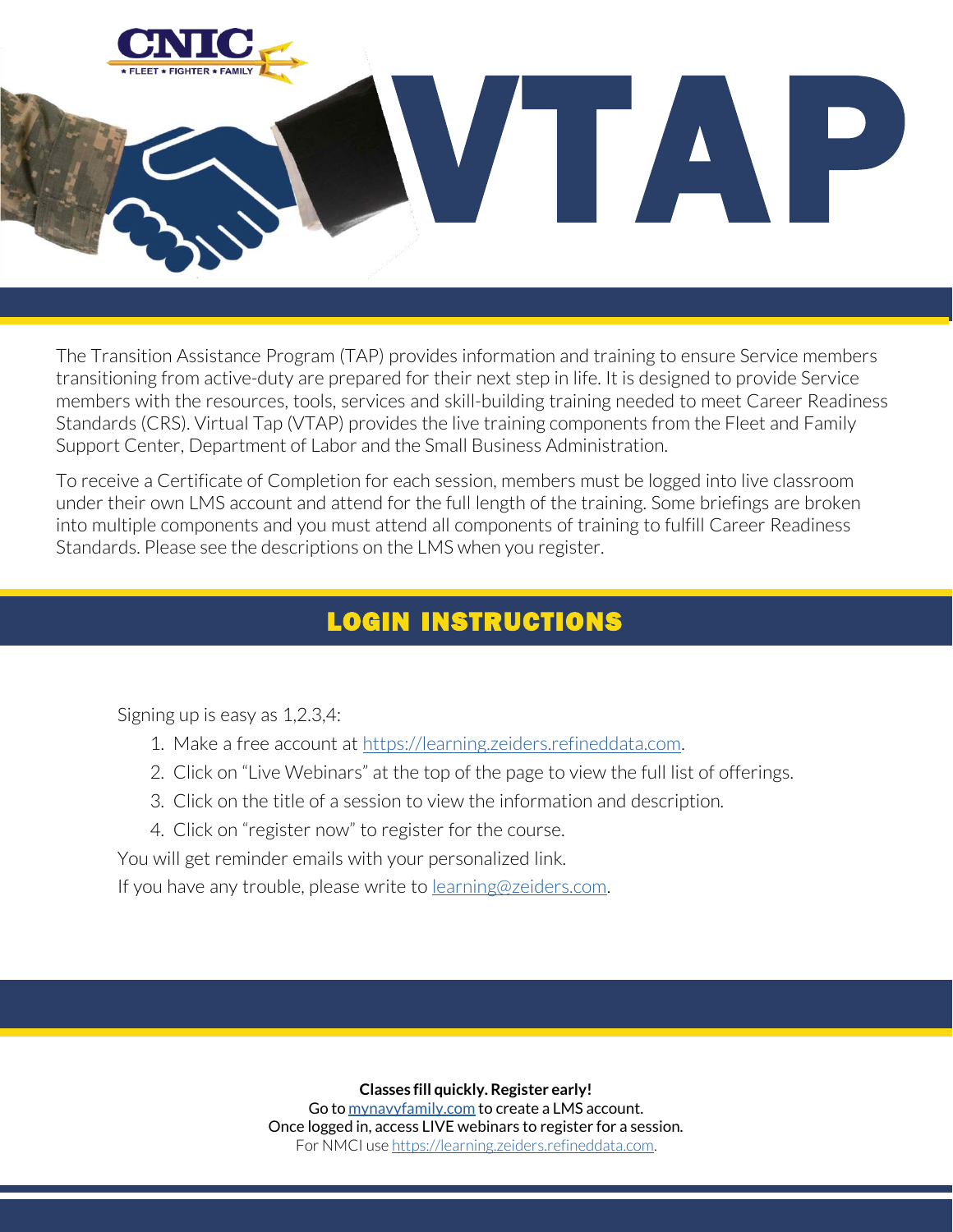# VTAP

CNIC ★ FLEET ★ FIGHTER ★ FAMILY

The Transition Assistance Program (TAP) provides information and training to ensure Service members transitioning from active-duty are prepared for their next step in life. It is designed to provide Service members with the resources, tools, services and skill-building training needed to meet Career Readiness Standards (CRS). Virtual Tap (VTAP) provides the live training components from the Fleet and Family Support Center, Department of Labor and the Small Business Administration.

To receive a Certificate of Completion for each session, members must be logged into live classroom under their own LMS account and attend for the full length of the training. Some briefings are broken into multiple components and you must attend all components of training to fulfill Career Readiness Standards. Please see the descriptions on the LMS when you register.

## LOGIN INSTRUCTIONS

Signing up is easy as 1,2.3,4:

1. Make a free account at https://learning.zeiders.refineddata.com.
2. Click on "Live Webinars" at the top of the page to view the full list of offerings.
3. Click on the title of a session to view the information and description.
4. Click on "register now" to register for the course.

You will get reminder emails with your personalized link.

If you have any trouble, please write to learning@zeiders.com.

**Classes fill quickly. Register early!**
Go to mynavyfamily.com to create a LMS account.
Once logged in, access LIVE webinars to register for a session.
For NMCI use https://learning.zeiders.refineddata.com.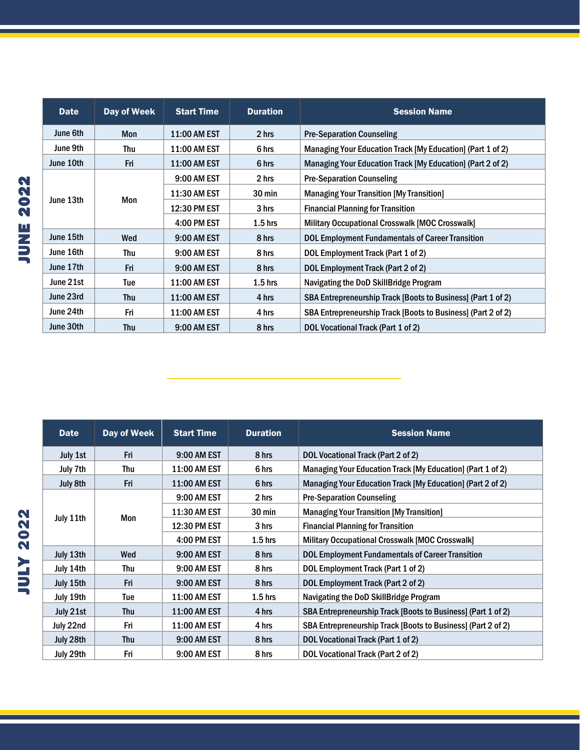## JUNE 2022

| Date | Day of Week | Start Time | Duration | Session Name |
|---|---|---|---|---|
| June 6th | Mon | 11:00 AM EST | 2 hrs | Pre-Separation Counseling |
| June 9th | Thu | 11:00 AM EST | 6 hrs | Managing Your Education Track [My Education] (Part 1 of 2) |
| June 10th | Fri | 11:00 AM EST | 6 hrs | Managing Your Education Track [My Education] (Part 2 of 2) |
| June 13th | Mon | 9:00 AM EST | 2 hrs | Pre-Separation Counseling |
| | | 11:30 AM EST | 30 min | Managing Your Transition [My Transition] |
| | | 12:30 PM EST | 3 hrs | Financial Planning for Transition |
| | | 4:00 PM EST | 1.5 hrs | Military Occupational Crosswalk [MOC Crosswalk] |
| June 15th | Wed | 9:00 AM EST | 8 hrs | DOL Employment Fundamentals of Career Transition |
| June 16th | Thu | 9:00 AM EST | 8 hrs | DOL Employment Track (Part 1 of 2) |
| June 17th | Fri | 9:00 AM EST | 8 hrs | DOL Employment Track (Part 2 of 2) |
| June 21st | Tue | 11:00 AM EST | 1.5 hrs | Navigating the DoD SkillBridge Program |
| June 23rd | Thu | 11:00 AM EST | 4 hrs | SBA Entrepreneurship Track [Boots to Business] (Part 1 of 2) |
| June 24th | Fri | 11:00 AM EST | 4 hrs | SBA Entrepreneurship Track [Boots to Business] (Part 2 of 2) |
| June 30th | Thu | 9:00 AM EST | 8 hrs | DOL Vocational Track (Part 1 of 2) |

## JULY 2022

| Date | Day of Week | Start Time | Duration | Session Name |
|---|---|---|---|---|
| July 1st | Fri | 9:00 AM EST | 8 hrs | DOL Vocational Track (Part 2 of 2) |
| July 7th | Thu | 11:00 AM EST | 6 hrs | Managing Your Education Track [My Education] (Part 1 of 2) |
| July 8th | Fri | 11:00 AM EST | 6 hrs | Managing Your Education Track [My Education] (Part 2 of 2) |
| July 11th | Mon | 9:00 AM EST | 2 hrs | Pre-Separation Counseling |
| | | 11:30 AM EST | 30 min | Managing Your Transition [My Transition] |
| | | 12:30 PM EST | 3 hrs | Financial Planning for Transition |
| | | 4:00 PM EST | 1.5 hrs | Military Occupational Crosswalk [MOC Crosswalk] |
| July 13th | Wed | 9:00 AM EST | 8 hrs | DOL Employment Fundamentals of Career Transition |
| July 14th | Thu | 9:00 AM EST | 8 hrs | DOL Employment Track (Part 1 of 2) |
| July 15th | Fri | 9:00 AM EST | 8 hrs | DOL Employment Track (Part 2 of 2) |
| July 19th | Tue | 11:00 AM EST | 1.5 hrs | Navigating the DoD SkillBridge Program |
| July 21st | Thu | 11:00 AM EST | 4 hrs | SBA Entrepreneurship Track [Boots to Business] (Part 1 of 2) |
| July 22nd | Fri | 11:00 AM EST | 4 hrs | SBA Entrepreneurship Track [Boots to Business] (Part 2 of 2) |
| July 28th | Thu | 9:00 AM EST | 8 hrs | DOL Vocational Track (Part 1 of 2) |
| July 29th | Fri | 9:00 AM EST | 8 hrs | DOL Vocational Track (Part 2 of 2) |